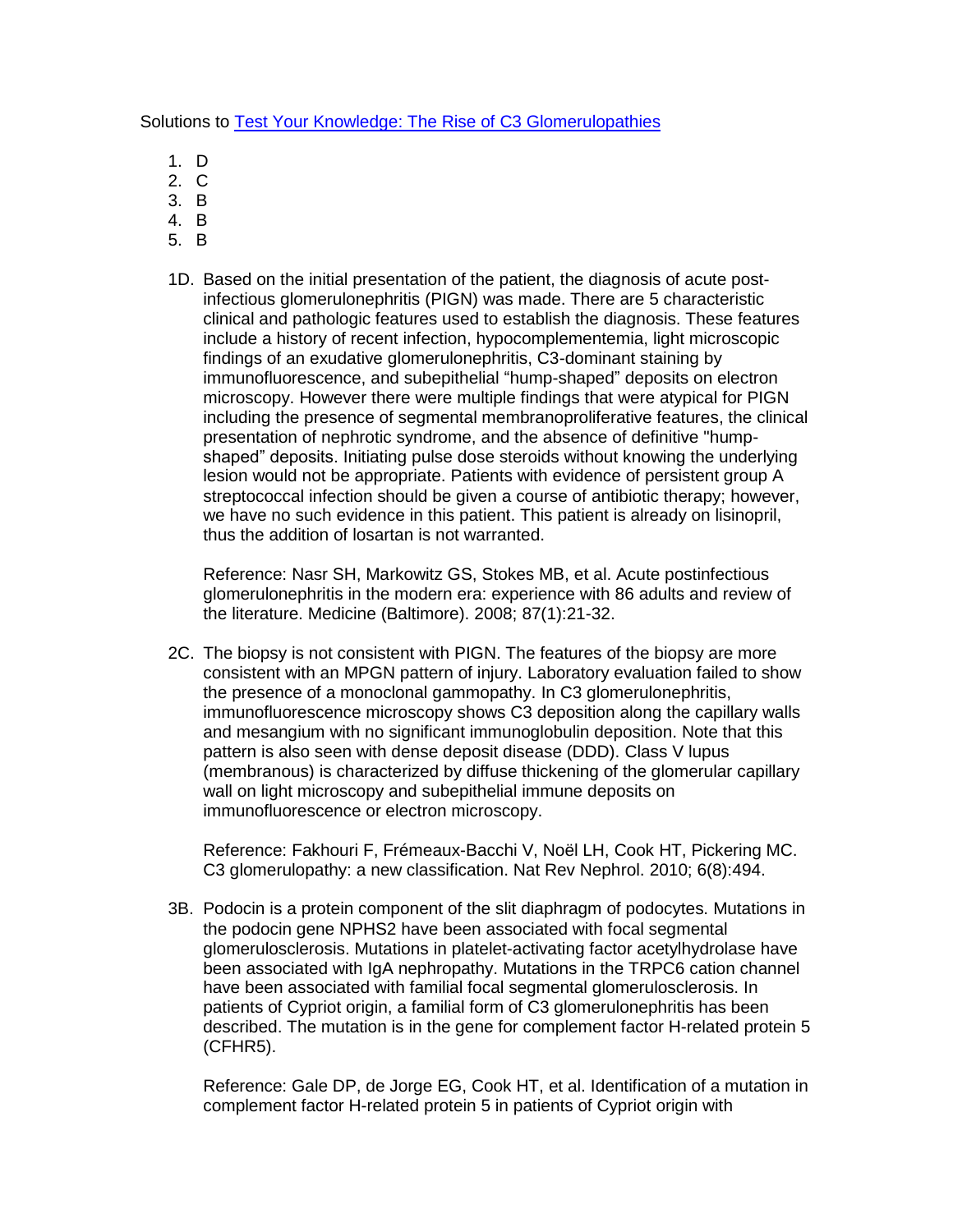Solutions to [Test Your Knowledge: The Rise of C3 Glomerulopathies]

1. D
2. C
3. B
4. B
5. B

1D. Based on the initial presentation of the patient, the diagnosis of acute post-infectious glomerulonephritis (PIGN) was made. There are 5 characteristic clinical and pathologic features used to establish the diagnosis. These features include a history of recent infection, hypocomplementemia, light microscopic findings of an exudative glomerulonephritis, C3-dominant staining by immunofluorescence, and subepithelial "hump-shaped" deposits on electron microscopy. However there were multiple findings that were atypical for PIGN including the presence of segmental membranoproliferative features, the clinical presentation of nephrotic syndrome, and the absence of definitive "hump-shaped" deposits. Initiating pulse dose steroids without knowing the underlying lesion would not be appropriate. Patients with evidence of persistent group A streptococcal infection should be given a course of antibiotic therapy; however, we have no such evidence in this patient. This patient is already on lisinopril, thus the addition of losartan is not warranted.

Reference: Nasr SH, Markowitz GS, Stokes MB, et al. Acute postinfectious glomerulonephritis in the modern era: experience with 86 adults and review of the literature. Medicine (Baltimore). 2008; 87(1):21-32.

2C. The biopsy is not consistent with PIGN. The features of the biopsy are more consistent with an MPGN pattern of injury. Laboratory evaluation failed to show the presence of a monoclonal gammopathy. In C3 glomerulonephritis, immunofluorescence microscopy shows C3 deposition along the capillary walls and mesangium with no significant immunoglobulin deposition. Note that this pattern is also seen with dense deposit disease (DDD). Class V lupus (membranous) is characterized by diffuse thickening of the glomerular capillary wall on light microscopy and subepithelial immune deposits on immunofluorescence or electron microscopy.

Reference: Fakhouri F, Frémeaux-Bacchi V, Noël LH, Cook HT, Pickering MC. C3 glomerulopathy: a new classification. Nat Rev Nephrol. 2010; 6(8):494.

3B. Podocin is a protein component of the slit diaphragm of podocytes. Mutations in the podocin gene NPHS2 have been associated with focal segmental glomerulosclerosis. Mutations in platelet-activating factor acetylhydrolase have been associated with IgA nephropathy. Mutations in the TRPC6 cation channel have been associated with familial focal segmental glomerulosclerosis. In patients of Cypriot origin, a familial form of C3 glomerulonephritis has been described. The mutation is in the gene for complement factor H-related protein 5 (CFHR5).

Reference: Gale DP, de Jorge EG, Cook HT, et al. Identification of a mutation in complement factor H-related protein 5 in patients of Cypriot origin with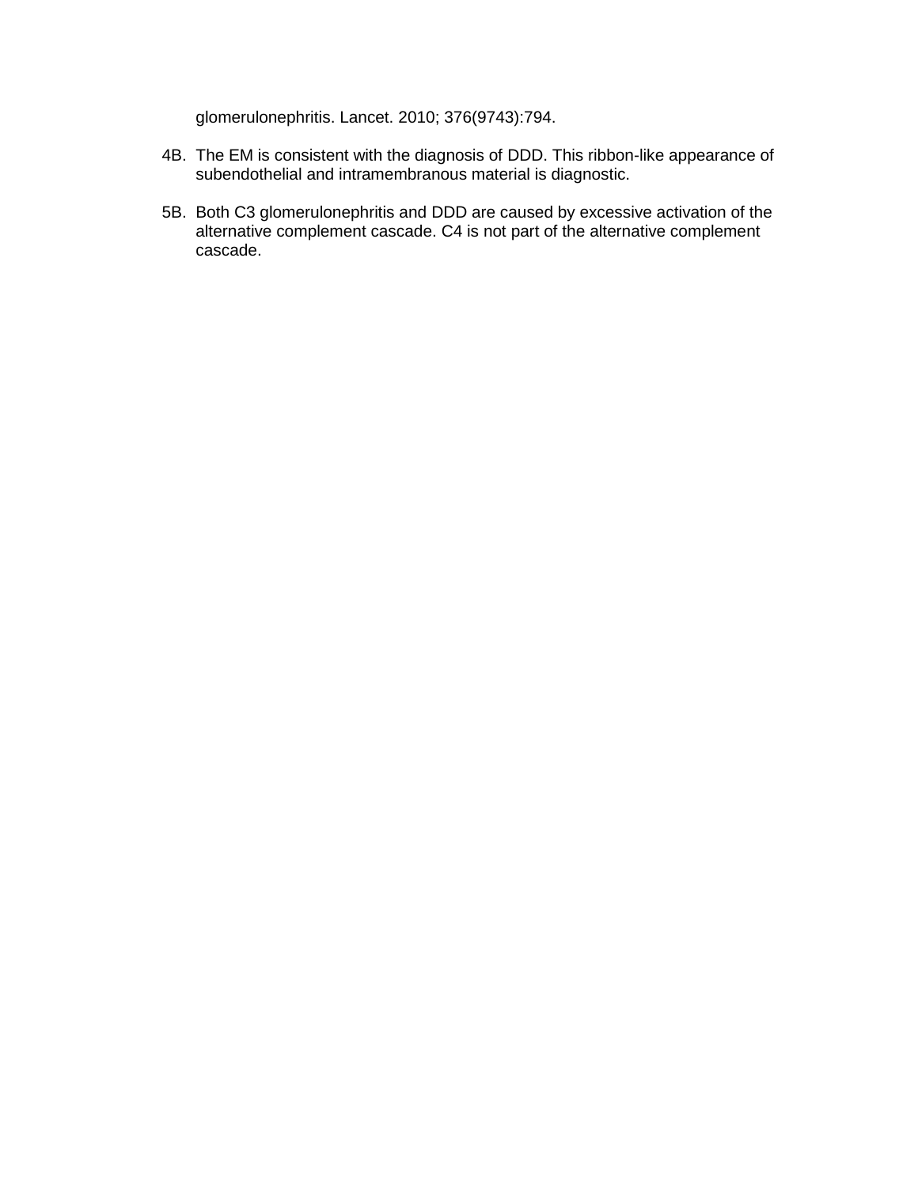glomerulonephritis. Lancet. 2010; 376(9743):794.

4B. The EM is consistent with the diagnosis of DDD. This ribbon-like appearance of subendothelial and intramembranous material is diagnostic.

5B. Both C3 glomerulonephritis and DDD are caused by excessive activation of the alternative complement cascade. C4 is not part of the alternative complement cascade.